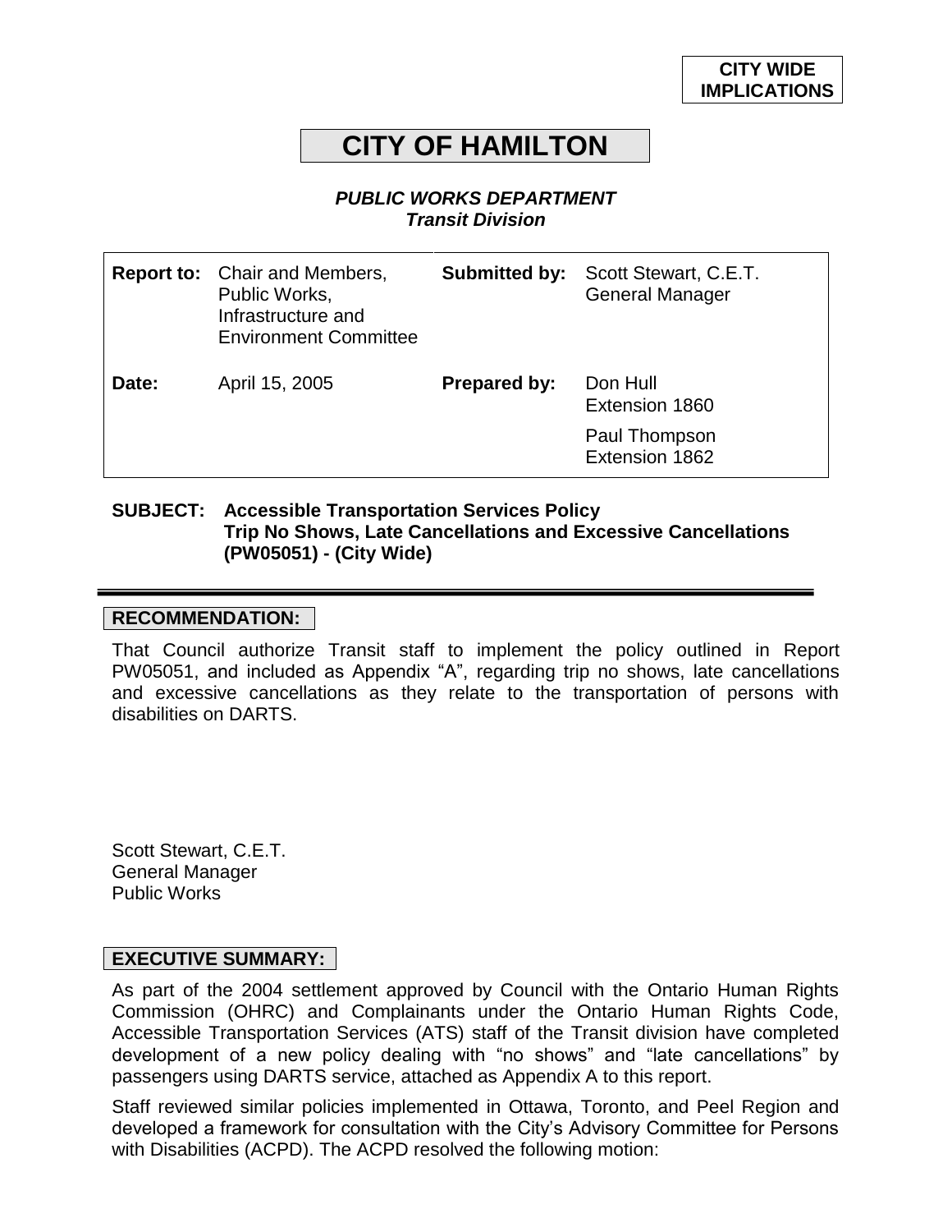**CITY WIDE IMPLICATIONS**

# CITY OF HAMILTON

***PUBLIC WORKS DEPARTMENT***
***Transit Division***

| | | | |
|---|---|---|---|
| **Report to:** | Chair and Members, Public Works, Infrastructure and Environment Committee | **Submitted by:** | Scott Stewart, C.E.T. General Manager |
| **Date:** | April 15, 2005 | **Prepared by:** | Don Hull Extension 1860<br>Paul Thompson Extension 1862 |

**SUBJECT: Accessible Transportation Services Policy Trip No Shows, Late Cancellations and Excessive Cancellations (PW05051) - (City Wide)**

---

## RECOMMENDATION:

That Council authorize Transit staff to implement the policy outlined in Report PW05051, and included as Appendix "A", regarding trip no shows, late cancellations and excessive cancellations as they relate to the transportation of persons with disabilities on DARTS.

Scott Stewart, C.E.T.
General Manager
Public Works

## EXECUTIVE SUMMARY:

As part of the 2004 settlement approved by Council with the Ontario Human Rights Commission (OHRC) and Complainants under the Ontario Human Rights Code, Accessible Transportation Services (ATS) staff of the Transit division have completed development of a new policy dealing with "no shows" and "late cancellations" by passengers using DARTS service, attached as Appendix A to this report.

Staff reviewed similar policies implemented in Ottawa, Toronto, and Peel Region and developed a framework for consultation with the City's Advisory Committee for Persons with Disabilities (ACPD). The ACPD resolved the following motion: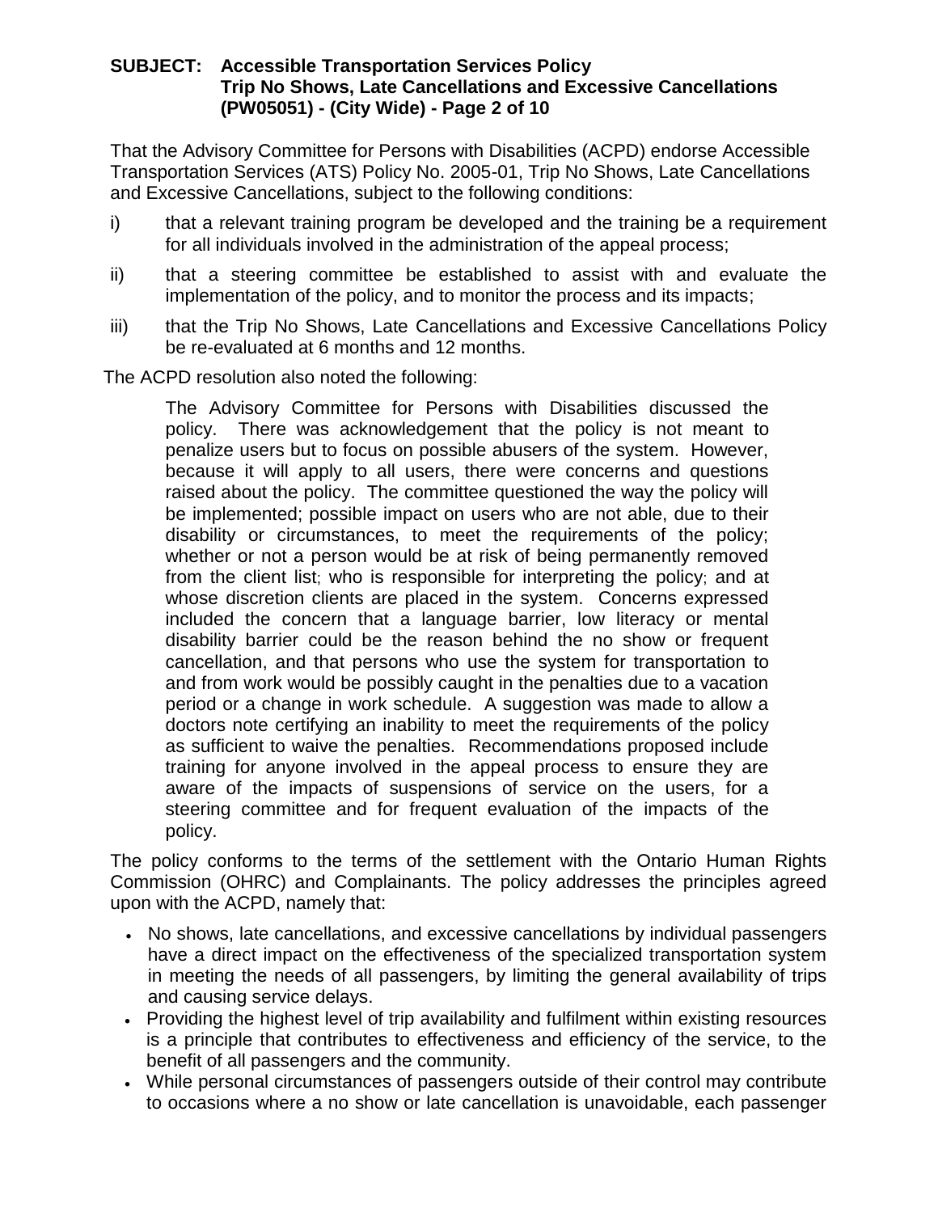That the Advisory Committee for Persons with Disabilities (ACPD) endorse Accessible Transportation Services (ATS) Policy No. 2005-01, Trip No Shows, Late Cancellations and Excessive Cancellations, subject to the following conditions:

i) that a relevant training program be developed and the training be a requirement for all individuals involved in the administration of the appeal process;

ii) that a steering committee be established to assist with and evaluate the implementation of the policy, and to monitor the process and its impacts;

iii) that the Trip No Shows, Late Cancellations and Excessive Cancellations Policy be re-evaluated at 6 months and 12 months.

The ACPD resolution also noted the following:

> The Advisory Committee for Persons with Disabilities discussed the policy. There was acknowledgement that the policy is not meant to penalize users but to focus on possible abusers of the system. However, because it will apply to all users, there were concerns and questions raised about the policy. The committee questioned the way the policy will be implemented; possible impact on users who are not able, due to their disability or circumstances, to meet the requirements of the policy; whether or not a person would be at risk of being permanently removed from the client list; who is responsible for interpreting the policy; and at whose discretion clients are placed in the system. Concerns expressed included the concern that a language barrier, low literacy or mental disability barrier could be the reason behind the no show or frequent cancellation, and that persons who use the system for transportation to and from work would be possibly caught in the penalties due to a vacation period or a change in work schedule. A suggestion was made to allow a doctors note certifying an inability to meet the requirements of the policy as sufficient to waive the penalties. Recommendations proposed include training for anyone involved in the appeal process to ensure they are aware of the impacts of suspensions of service on the users, for a steering committee and for frequent evaluation of the impacts of the policy.

The policy conforms to the terms of the settlement with the Ontario Human Rights Commission (OHRC) and Complainants. The policy addresses the principles agreed upon with the ACPD, namely that:

- No shows, late cancellations, and excessive cancellations by individual passengers have a direct impact on the effectiveness of the specialized transportation system in meeting the needs of all passengers, by limiting the general availability of trips and causing service delays.
- Providing the highest level of trip availability and fulfilment within existing resources is a principle that contributes to effectiveness and efficiency of the service, to the benefit of all passengers and the community.
- While personal circumstances of passengers outside of their control may contribute to occasions where a no show or late cancellation is unavoidable, each passenger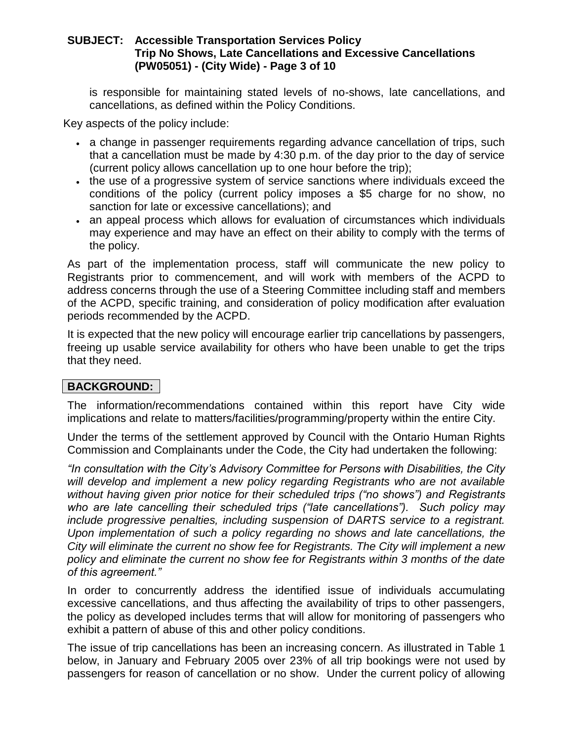is responsible for maintaining stated levels of no-shows, late cancellations, and cancellations, as defined within the Policy Conditions.

Key aspects of the policy include:

- a change in passenger requirements regarding advance cancellation of trips, such that a cancellation must be made by 4:30 p.m. of the day prior to the day of service (current policy allows cancellation up to one hour before the trip);
- the use of a progressive system of service sanctions where individuals exceed the conditions of the policy (current policy imposes a $5 charge for no show, no sanction for late or excessive cancellations); and
- an appeal process which allows for evaluation of circumstances which individuals may experience and may have an effect on their ability to comply with the terms of the policy.

As part of the implementation process, staff will communicate the new policy to Registrants prior to commencement, and will work with members of the ACPD to address concerns through the use of a Steering Committee including staff and members of the ACPD, specific training, and consideration of policy modification after evaluation periods recommended by the ACPD.

It is expected that the new policy will encourage earlier trip cancellations by passengers, freeing up usable service availability for others who have been unable to get the trips that they need.

## BACKGROUND:

The information/recommendations contained within this report have City wide implications and relate to matters/facilities/programming/property within the entire City.

Under the terms of the settlement approved by Council with the Ontario Human Rights Commission and Complainants under the Code, the City had undertaken the following:

*"In consultation with the City's Advisory Committee for Persons with Disabilities, the City will develop and implement a new policy regarding Registrants who are not available without having given prior notice for their scheduled trips ("no shows") and Registrants who are late cancelling their scheduled trips ("late cancellations"). Such policy may include progressive penalties, including suspension of DARTS service to a registrant. Upon implementation of such a policy regarding no shows and late cancellations, the City will eliminate the current no show fee for Registrants. The City will implement a new policy and eliminate the current no show fee for Registrants within 3 months of the date of this agreement."*

In order to concurrently address the identified issue of individuals accumulating excessive cancellations, and thus affecting the availability of trips to other passengers, the policy as developed includes terms that will allow for monitoring of passengers who exhibit a pattern of abuse of this and other policy conditions.

The issue of trip cancellations has been an increasing concern. As illustrated in Table 1 below, in January and February 2005 over 23% of all trip bookings were not used by passengers for reason of cancellation or no show. Under the current policy of allowing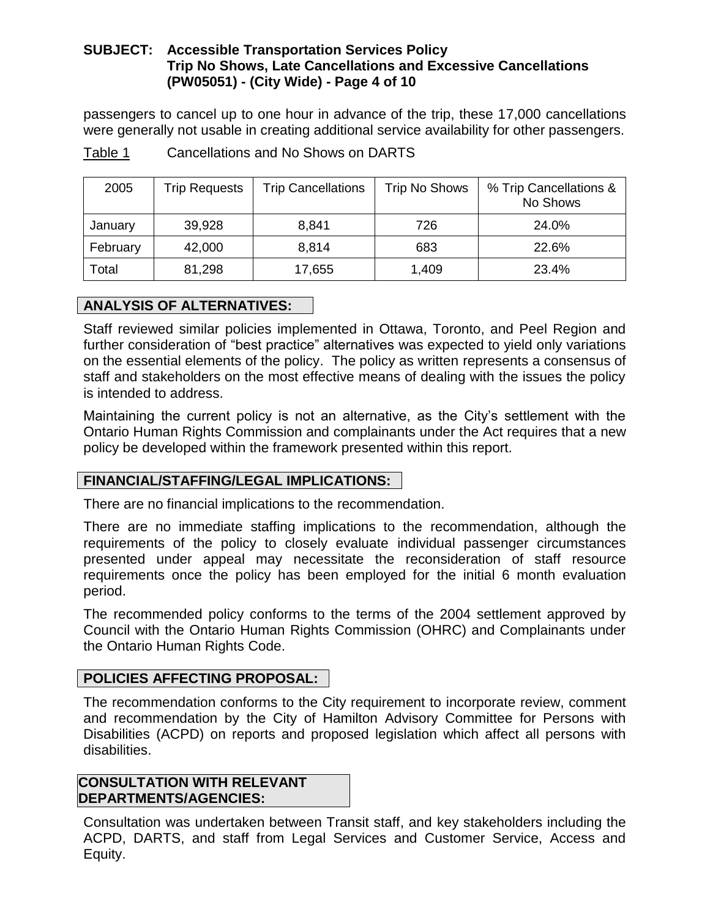passengers to cancel up to one hour in advance of the trip, these 17,000 cancellations were generally not usable in creating additional service availability for other passengers.

Table 1 Cancellations and No Shows on DARTS

| 2005 | Trip Requests | Trip Cancellations | Trip No Shows | % Trip Cancellations & No Shows |
|---|---|---|---|---|
| January | 39,928 | 8,841 | 726 | 24.0% |
| February | 42,000 | 8,814 | 683 | 22.6% |
| Total | 81,298 | 17,655 | 1,409 | 23.4% |

## ANALYSIS OF ALTERNATIVES:

Staff reviewed similar policies implemented in Ottawa, Toronto, and Peel Region and further consideration of "best practice" alternatives was expected to yield only variations on the essential elements of the policy. The policy as written represents a consensus of staff and stakeholders on the most effective means of dealing with the issues the policy is intended to address.

Maintaining the current policy is not an alternative, as the City's settlement with the Ontario Human Rights Commission and complainants under the Act requires that a new policy be developed within the framework presented within this report.

## FINANCIAL/STAFFING/LEGAL IMPLICATIONS:

There are no financial implications to the recommendation.

There are no immediate staffing implications to the recommendation, although the requirements of the policy to closely evaluate individual passenger circumstances presented under appeal may necessitate the reconsideration of staff resource requirements once the policy has been employed for the initial 6 month evaluation period.

The recommended policy conforms to the terms of the 2004 settlement approved by Council with the Ontario Human Rights Commission (OHRC) and Complainants under the Ontario Human Rights Code.

## POLICIES AFFECTING PROPOSAL:

The recommendation conforms to the City requirement to incorporate review, comment and recommendation by the City of Hamilton Advisory Committee for Persons with Disabilities (ACPD) on reports and proposed legislation which affect all persons with disabilities.

## CONSULTATION WITH RELEVANT DEPARTMENTS/AGENCIES:

Consultation was undertaken between Transit staff, and key stakeholders including the ACPD, DARTS, and staff from Legal Services and Customer Service, Access and Equity.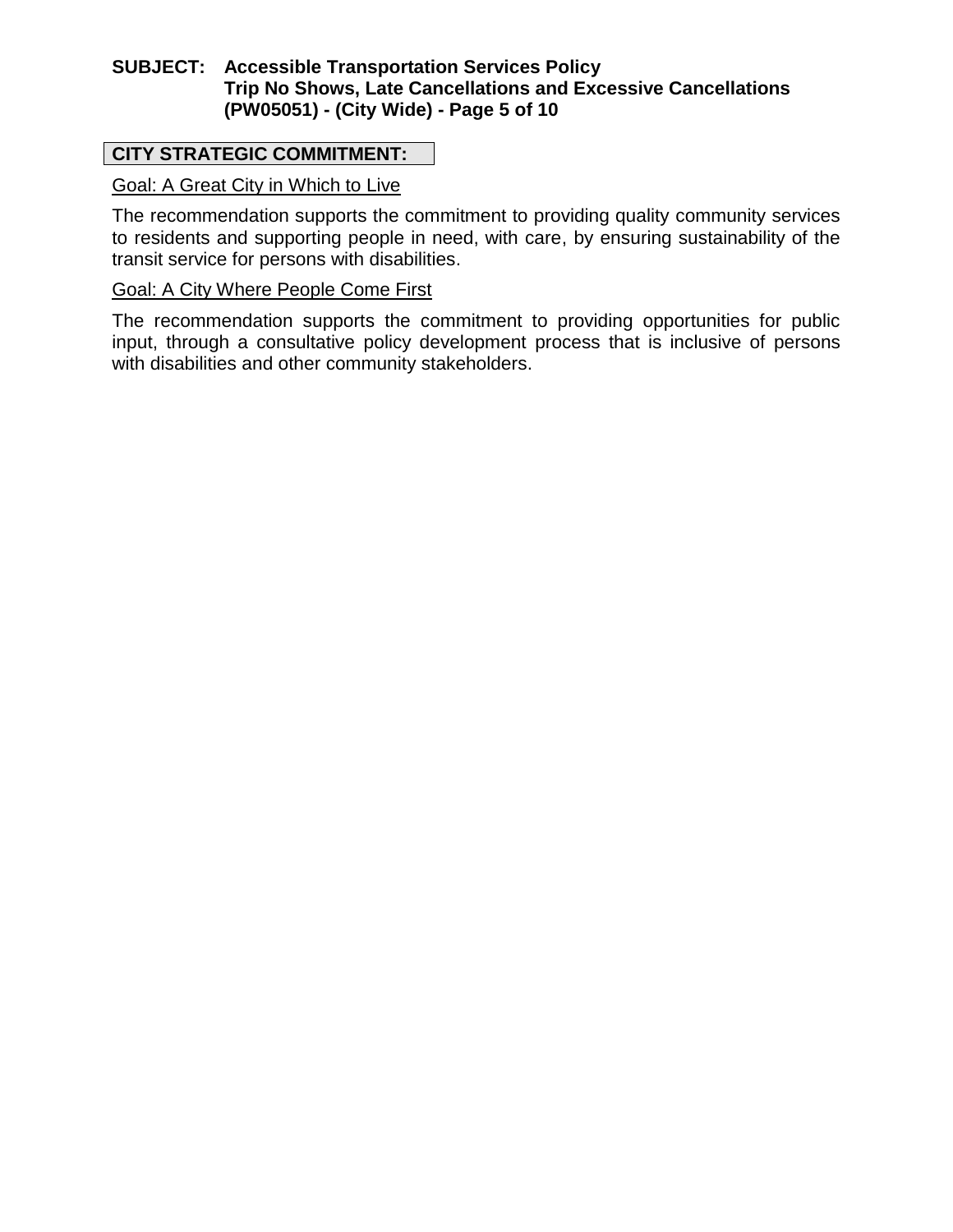## CITY STRATEGIC COMMITMENT:

Goal: A Great City in Which to Live

The recommendation supports the commitment to providing quality community services to residents and supporting people in need, with care, by ensuring sustainability of the transit service for persons with disabilities.

Goal: A City Where People Come First

The recommendation supports the commitment to providing opportunities for public input, through a consultative policy development process that is inclusive of persons with disabilities and other community stakeholders.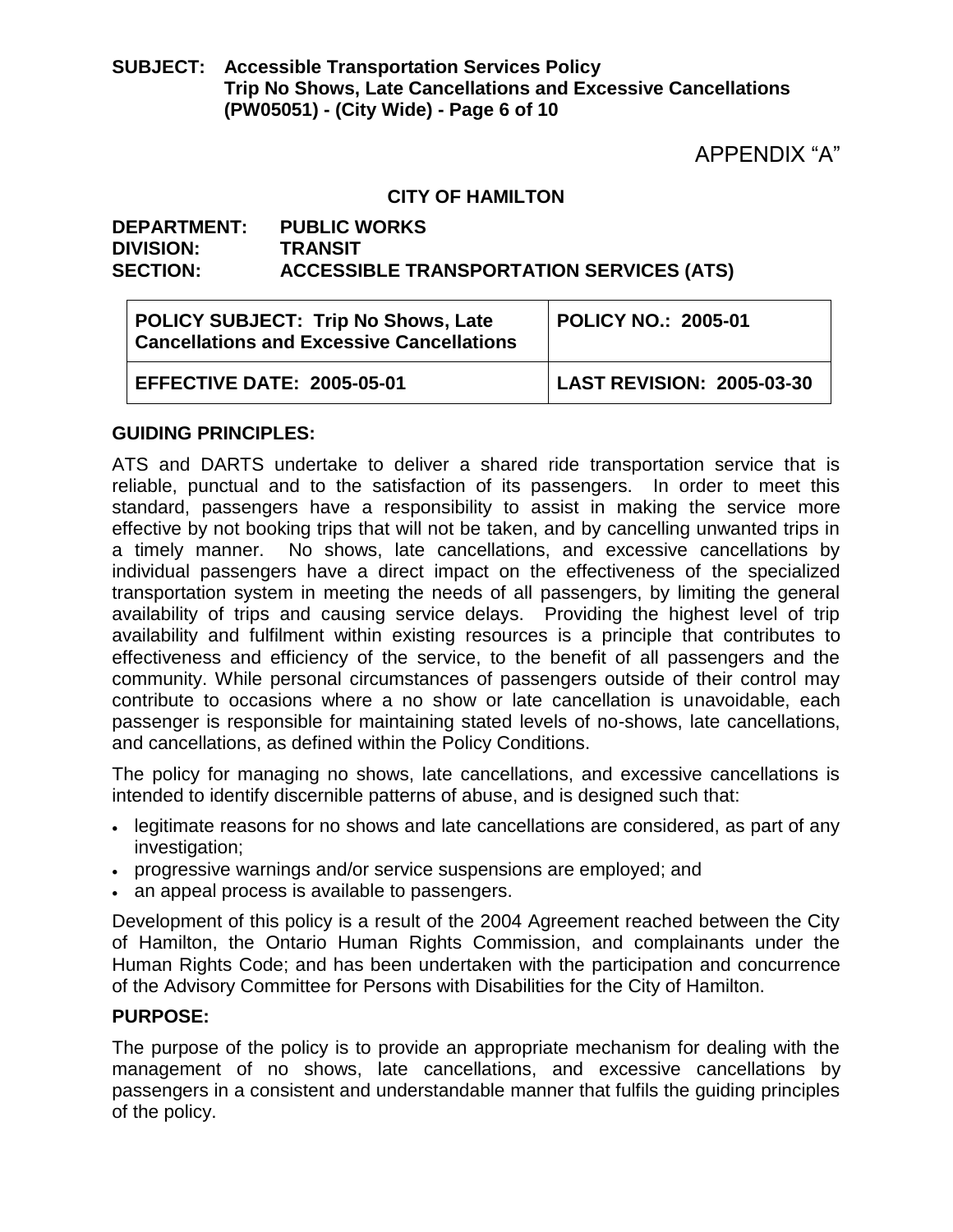APPENDIX "A"

**CITY OF HAMILTON**

**DEPARTMENT: PUBLIC WORKS**
**DIVISION: TRANSIT**
**SECTION: ACCESSIBLE TRANSPORTATION SERVICES (ATS)**

| POLICY SUBJECT: Trip No Shows, Late Cancellations and Excessive Cancellations | POLICY NO.: 2005-01 |
|---|---|
| EFFECTIVE DATE: 2005-05-01 | LAST REVISION: 2005-03-30 |

**GUIDING PRINCIPLES:**

ATS and DARTS undertake to deliver a shared ride transportation service that is reliable, punctual and to the satisfaction of its passengers. In order to meet this standard, passengers have a responsibility to assist in making the service more effective by not booking trips that will not be taken, and by cancelling unwanted trips in a timely manner. No shows, late cancellations, and excessive cancellations by individual passengers have a direct impact on the effectiveness of the specialized transportation system in meeting the needs of all passengers, by limiting the general availability of trips and causing service delays. Providing the highest level of trip availability and fulfilment within existing resources is a principle that contributes to effectiveness and efficiency of the service, to the benefit of all passengers and the community. While personal circumstances of passengers outside of their control may contribute to occasions where a no show or late cancellation is unavoidable, each passenger is responsible for maintaining stated levels of no-shows, late cancellations, and cancellations, as defined within the Policy Conditions.

The policy for managing no shows, late cancellations, and excessive cancellations is intended to identify discernible patterns of abuse, and is designed such that:

- legitimate reasons for no shows and late cancellations are considered, as part of any investigation;
- progressive warnings and/or service suspensions are employed; and
- an appeal process is available to passengers.

Development of this policy is a result of the 2004 Agreement reached between the City of Hamilton, the Ontario Human Rights Commission, and complainants under the Human Rights Code; and has been undertaken with the participation and concurrence of the Advisory Committee for Persons with Disabilities for the City of Hamilton.

**PURPOSE:**

The purpose of the policy is to provide an appropriate mechanism for dealing with the management of no shows, late cancellations, and excessive cancellations by passengers in a consistent and understandable manner that fulfils the guiding principles of the policy.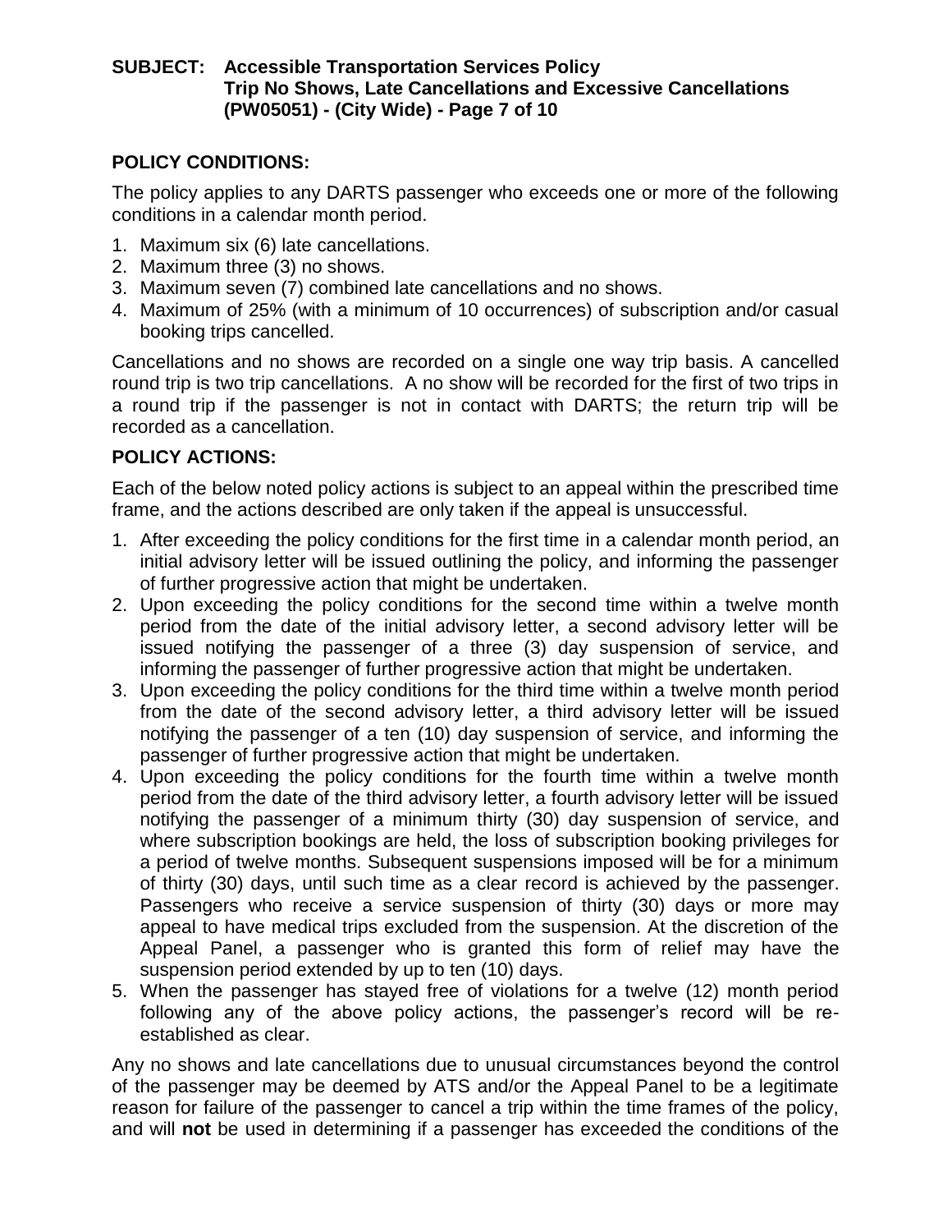## POLICY CONDITIONS:

The policy applies to any DARTS passenger who exceeds one or more of the following conditions in a calendar month period.

1. Maximum six (6) late cancellations.
2. Maximum three (3) no shows.
3. Maximum seven (7) combined late cancellations and no shows.
4. Maximum of 25% (with a minimum of 10 occurrences) of subscription and/or casual booking trips cancelled.

Cancellations and no shows are recorded on a single one way trip basis. A cancelled round trip is two trip cancellations. A no show will be recorded for the first of two trips in a round trip if the passenger is not in contact with DARTS; the return trip will be recorded as a cancellation.

## POLICY ACTIONS:

Each of the below noted policy actions is subject to an appeal within the prescribed time frame, and the actions described are only taken if the appeal is unsuccessful.

1. After exceeding the policy conditions for the first time in a calendar month period, an initial advisory letter will be issued outlining the policy, and informing the passenger of further progressive action that might be undertaken.
2. Upon exceeding the policy conditions for the second time within a twelve month period from the date of the initial advisory letter, a second advisory letter will be issued notifying the passenger of a three (3) day suspension of service, and informing the passenger of further progressive action that might be undertaken.
3. Upon exceeding the policy conditions for the third time within a twelve month period from the date of the second advisory letter, a third advisory letter will be issued notifying the passenger of a ten (10) day suspension of service, and informing the passenger of further progressive action that might be undertaken.
4. Upon exceeding the policy conditions for the fourth time within a twelve month period from the date of the third advisory letter, a fourth advisory letter will be issued notifying the passenger of a minimum thirty (30) day suspension of service, and where subscription bookings are held, the loss of subscription booking privileges for a period of twelve months. Subsequent suspensions imposed will be for a minimum of thirty (30) days, until such time as a clear record is achieved by the passenger. Passengers who receive a service suspension of thirty (30) days or more may appeal to have medical trips excluded from the suspension. At the discretion of the Appeal Panel, a passenger who is granted this form of relief may have the suspension period extended by up to ten (10) days.
5. When the passenger has stayed free of violations for a twelve (12) month period following any of the above policy actions, the passenger's record will be re-established as clear.

Any no shows and late cancellations due to unusual circumstances beyond the control of the passenger may be deemed by ATS and/or the Appeal Panel to be a legitimate reason for failure of the passenger to cancel a trip within the time frames of the policy, and will **not** be used in determining if a passenger has exceeded the conditions of the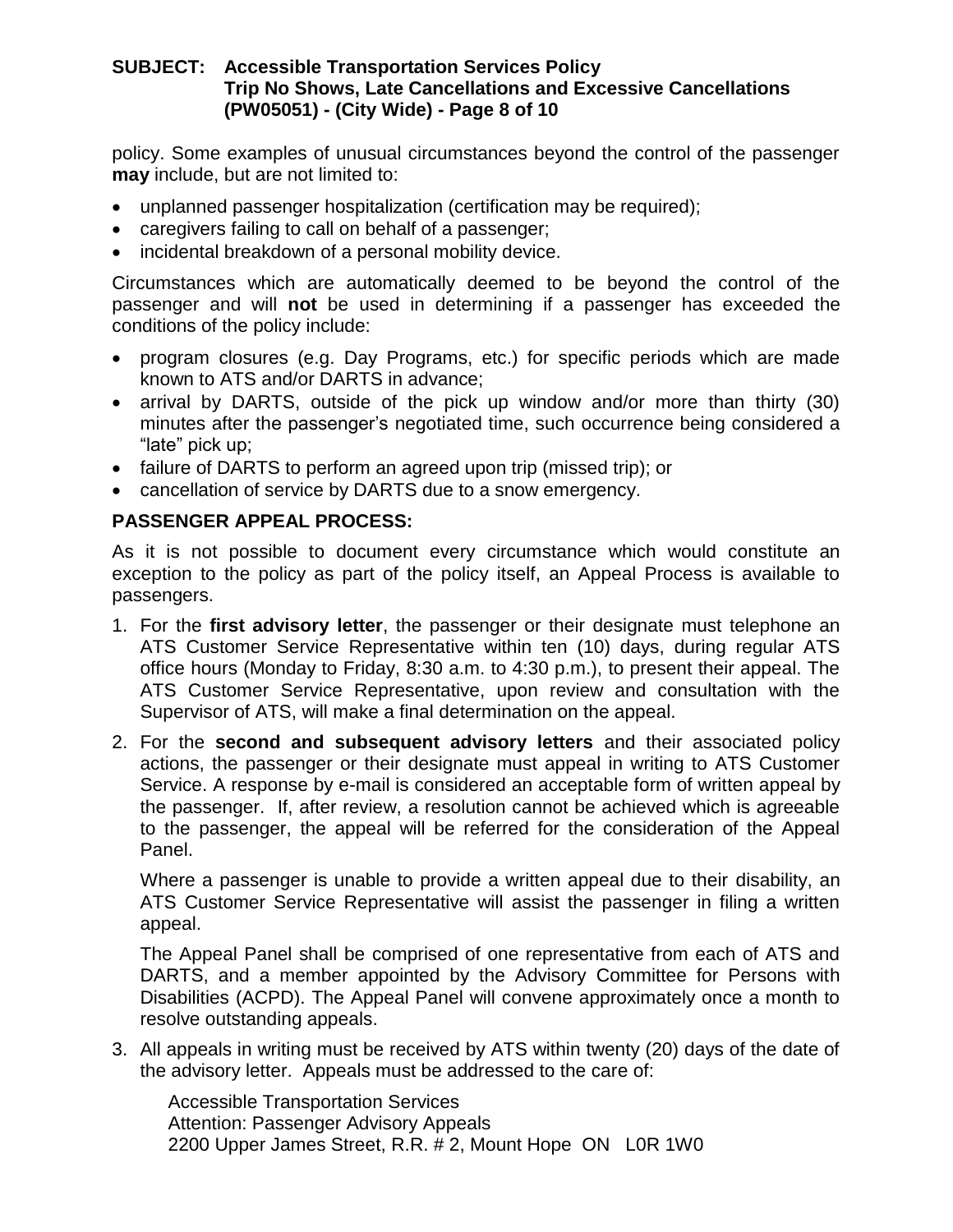policy. Some examples of unusual circumstances beyond the control of the passenger **may** include, but are not limited to:

- unplanned passenger hospitalization (certification may be required);
- caregivers failing to call on behalf of a passenger;
- incidental breakdown of a personal mobility device.

Circumstances which are automatically deemed to be beyond the control of the passenger and will **not** be used in determining if a passenger has exceeded the conditions of the policy include:

- program closures (e.g. Day Programs, etc.) for specific periods which are made known to ATS and/or DARTS in advance;
- arrival by DARTS, outside of the pick up window and/or more than thirty (30) minutes after the passenger's negotiated time, such occurrence being considered a "late" pick up;
- failure of DARTS to perform an agreed upon trip (missed trip); or
- cancellation of service by DARTS due to a snow emergency.

**PASSENGER APPEAL PROCESS:**

As it is not possible to document every circumstance which would constitute an exception to the policy as part of the policy itself, an Appeal Process is available to passengers.

1. For the **first advisory letter**, the passenger or their designate must telephone an ATS Customer Service Representative within ten (10) days, during regular ATS office hours (Monday to Friday, 8:30 a.m. to 4:30 p.m.), to present their appeal. The ATS Customer Service Representative, upon review and consultation with the Supervisor of ATS, will make a final determination on the appeal.

2. For the **second and subsequent advisory letters** and their associated policy actions, the passenger or their designate must appeal in writing to ATS Customer Service. A response by e-mail is considered an acceptable form of written appeal by the passenger. If, after review, a resolution cannot be achieved which is agreeable to the passenger, the appeal will be referred for the consideration of the Appeal Panel.

   Where a passenger is unable to provide a written appeal due to their disability, an ATS Customer Service Representative will assist the passenger in filing a written appeal.

   The Appeal Panel shall be comprised of one representative from each of ATS and DARTS, and a member appointed by the Advisory Committee for Persons with Disabilities (ACPD). The Appeal Panel will convene approximately once a month to resolve outstanding appeals.

3. All appeals in writing must be received by ATS within twenty (20) days of the date of the advisory letter. Appeals must be addressed to the care of:

   Accessible Transportation Services
   Attention: Passenger Advisory Appeals
   2200 Upper James Street, R.R. # 2, Mount Hope ON L0R 1W0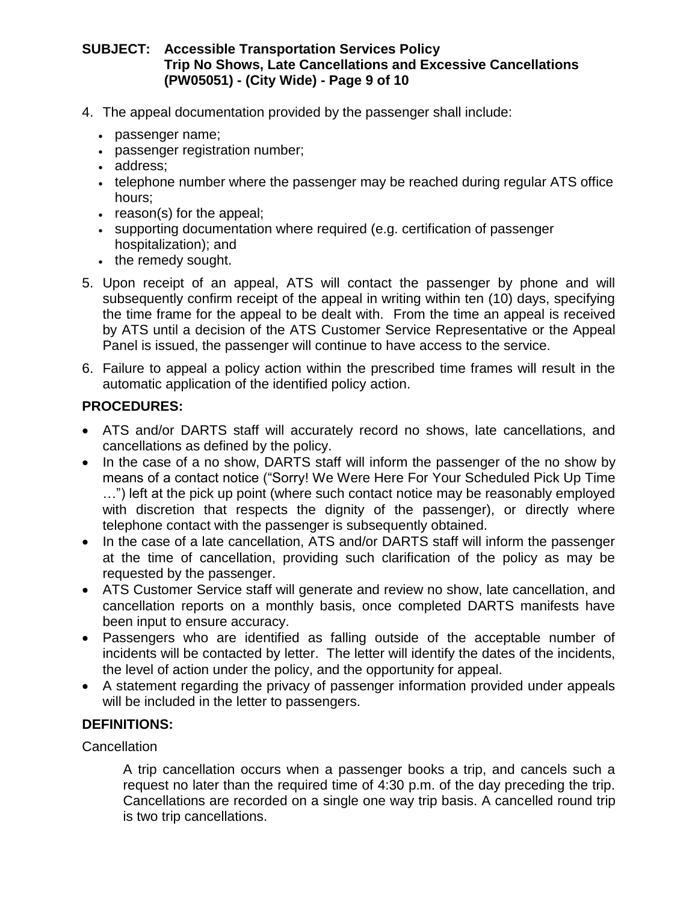4. The appeal documentation provided by the passenger shall include:
   - passenger name;
   - passenger registration number;
   - address;
   - telephone number where the passenger may be reached during regular ATS office hours;
   - reason(s) for the appeal;
   - supporting documentation where required (e.g. certification of passenger hospitalization); and
   - the remedy sought.
5. Upon receipt of an appeal, ATS will contact the passenger by phone and will subsequently confirm receipt of the appeal in writing within ten (10) days, specifying the time frame for the appeal to be dealt with. From the time an appeal is received by ATS until a decision of the ATS Customer Service Representative or the Appeal Panel is issued, the passenger will continue to have access to the service.
6. Failure to appeal a policy action within the prescribed time frames will result in the automatic application of the identified policy action.

## PROCEDURES:

- ATS and/or DARTS staff will accurately record no shows, late cancellations, and cancellations as defined by the policy.
- In the case of a no show, DARTS staff will inform the passenger of the no show by means of a contact notice ("Sorry! We Were Here For Your Scheduled Pick Up Time …") left at the pick up point (where such contact notice may be reasonably employed with discretion that respects the dignity of the passenger), or directly where telephone contact with the passenger is subsequently obtained.
- In the case of a late cancellation, ATS and/or DARTS staff will inform the passenger at the time of cancellation, providing such clarification of the policy as may be requested by the passenger.
- ATS Customer Service staff will generate and review no show, late cancellation, and cancellation reports on a monthly basis, once completed DARTS manifests have been input to ensure accuracy.
- Passengers who are identified as falling outside of the acceptable number of incidents will be contacted by letter. The letter will identify the dates of the incidents, the level of action under the policy, and the opportunity for appeal.
- A statement regarding the privacy of passenger information provided under appeals will be included in the letter to passengers.

## DEFINITIONS:

Cancellation

> A trip cancellation occurs when a passenger books a trip, and cancels such a request no later than the required time of 4:30 p.m. of the day preceding the trip. Cancellations are recorded on a single one way trip basis. A cancelled round trip is two trip cancellations.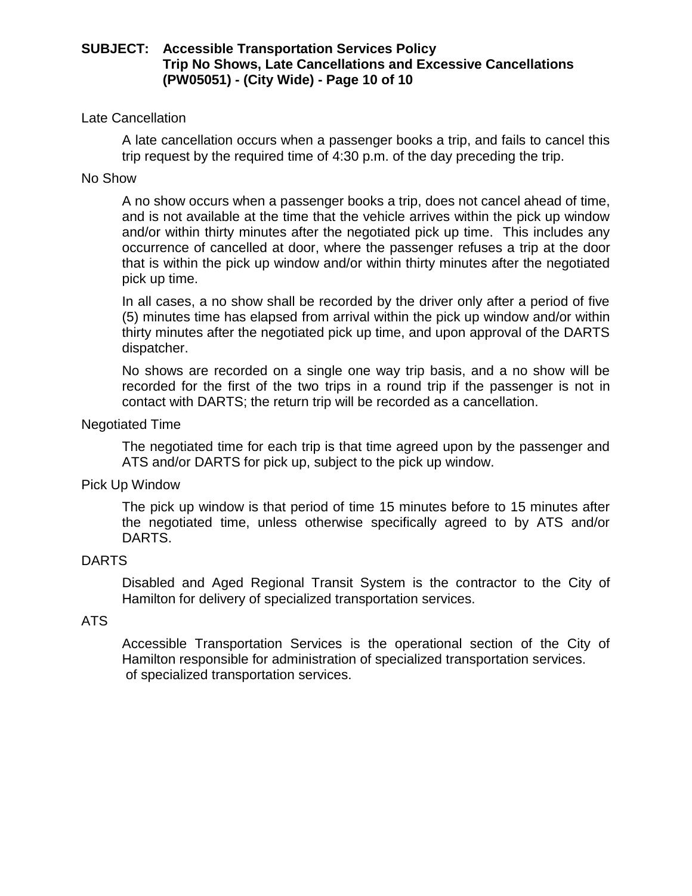Late Cancellation

A late cancellation occurs when a passenger books a trip, and fails to cancel this trip request by the required time of 4:30 p.m. of the day preceding the trip.

No Show

A no show occurs when a passenger books a trip, does not cancel ahead of time, and is not available at the time that the vehicle arrives within the pick up window and/or within thirty minutes after the negotiated pick up time. This includes any occurrence of cancelled at door, where the passenger refuses a trip at the door that is within the pick up window and/or within thirty minutes after the negotiated pick up time.

In all cases, a no show shall be recorded by the driver only after a period of five (5) minutes time has elapsed from arrival within the pick up window and/or within thirty minutes after the negotiated pick up time, and upon approval of the DARTS dispatcher.

No shows are recorded on a single one way trip basis, and a no show will be recorded for the first of the two trips in a round trip if the passenger is not in contact with DARTS; the return trip will be recorded as a cancellation.

Negotiated Time

The negotiated time for each trip is that time agreed upon by the passenger and ATS and/or DARTS for pick up, subject to the pick up window.

Pick Up Window

The pick up window is that period of time 15 minutes before to 15 minutes after the negotiated time, unless otherwise specifically agreed to by ATS and/or DARTS.

DARTS

Disabled and Aged Regional Transit System is the contractor to the City of Hamilton for delivery of specialized transportation services.

ATS

Accessible Transportation Services is the operational section of the City of Hamilton responsible for administration of specialized transportation services.
of specialized transportation services.